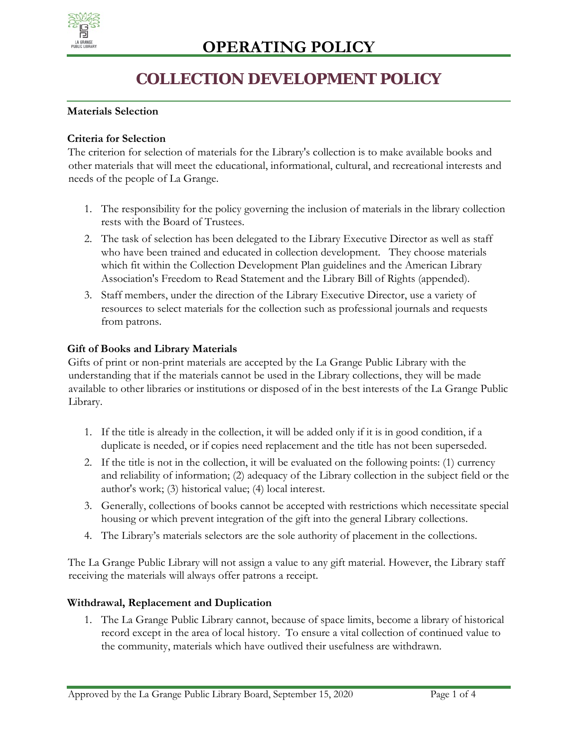# OPERATING POLICY

## COLLECTION DEVELOPMENT POLICY

**Materials Selection**

**Criteria for Selection**

The criterion for selection of materials for the Library's collection is to make available books and other materials that will meet the educational, informational, cultural, and recreational interests and needs of the people of La Grange.

1. The responsibility for the policy governing the inclusion of materials in the library collection rests with the Board of Trustees.
2. The task of selection has been delegated to the Library Executive Director as well as staff who have been trained and educated in collection development. They choose materials which fit within the Collection Development Plan guidelines and the American Library Association's Freedom to Read Statement and the Library Bill of Rights (appended).
3. Staff members, under the direction of the Library Executive Director, use a variety of resources to select materials for the collection such as professional journals and requests from patrons.

**Gift of Books and Library Materials**

Gifts of print or non-print materials are accepted by the La Grange Public Library with the understanding that if the materials cannot be used in the Library collections, they will be made available to other libraries or institutions or disposed of in the best interests of the La Grange Public Library.

1. If the title is already in the collection, it will be added only if it is in good condition, if a duplicate is needed, or if copies need replacement and the title has not been superseded.
2. If the title is not in the collection, it will be evaluated on the following points: (1) currency and reliability of information; (2) adequacy of the Library collection in the subject field or the author's work; (3) historical value; (4) local interest.
3. Generally, collections of books cannot be accepted with restrictions which necessitate special housing or which prevent integration of the gift into the general Library collections.
4. The Library's materials selectors are the sole authority of placement in the collections.

The La Grange Public Library will not assign a value to any gift material. However, the Library staff receiving the materials will always offer patrons a receipt.

**Withdrawal, Replacement and Duplication**

1. The La Grange Public Library cannot, because of space limits, become a library of historical record except in the area of local history. To ensure a vital collection of continued value to the community, materials which have outlived their usefulness are withdrawn.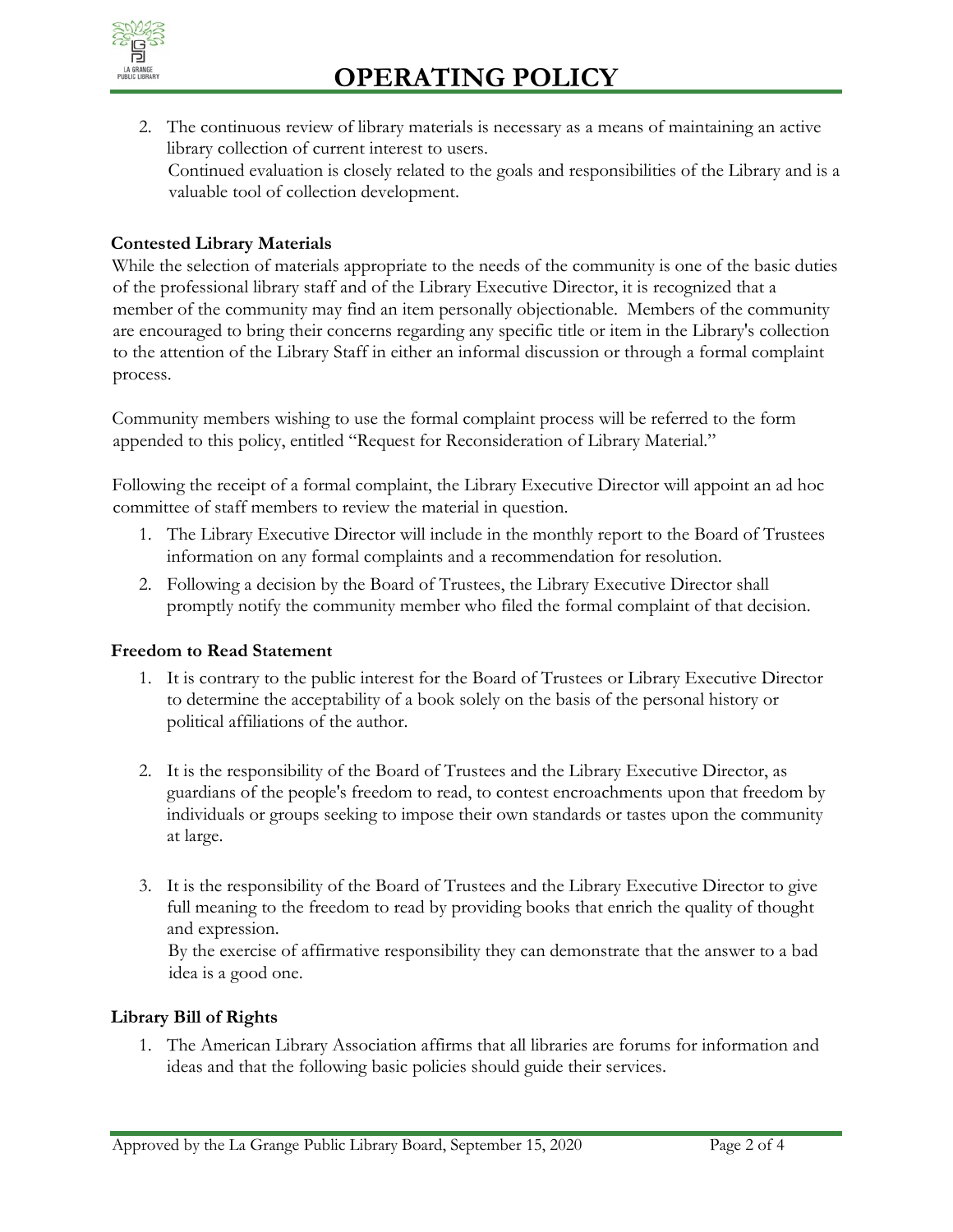2. The continuous review of library materials is necessary as a means of maintaining an active library collection of current interest to users.
   Continued evaluation is closely related to the goals and responsibilities of the Library and is a valuable tool of collection development.

**Contested Library Materials**

While the selection of materials appropriate to the needs of the community is one of the basic duties of the professional library staff and of the Library Executive Director, it is recognized that a member of the community may find an item personally objectionable. Members of the community are encouraged to bring their concerns regarding any specific title or item in the Library's collection to the attention of the Library Staff in either an informal discussion or through a formal complaint process.

Community members wishing to use the formal complaint process will be referred to the form appended to this policy, entitled "Request for Reconsideration of Library Material."

Following the receipt of a formal complaint, the Library Executive Director will appoint an ad hoc committee of staff members to review the material in question.

1. The Library Executive Director will include in the monthly report to the Board of Trustees information on any formal complaints and a recommendation for resolution.
2. Following a decision by the Board of Trustees, the Library Executive Director shall promptly notify the community member who filed the formal complaint of that decision.

**Freedom to Read Statement**

1. It is contrary to the public interest for the Board of Trustees or Library Executive Director to determine the acceptability of a book solely on the basis of the personal history or political affiliations of the author.

2. It is the responsibility of the Board of Trustees and the Library Executive Director, as guardians of the people's freedom to read, to contest encroachments upon that freedom by individuals or groups seeking to impose their own standards or tastes upon the community at large.

3. It is the responsibility of the Board of Trustees and the Library Executive Director to give full meaning to the freedom to read by providing books that enrich the quality of thought and expression.
   By the exercise of affirmative responsibility they can demonstrate that the answer to a bad idea is a good one.

**Library Bill of Rights**

1. The American Library Association affirms that all libraries are forums for information and ideas and that the following basic policies should guide their services.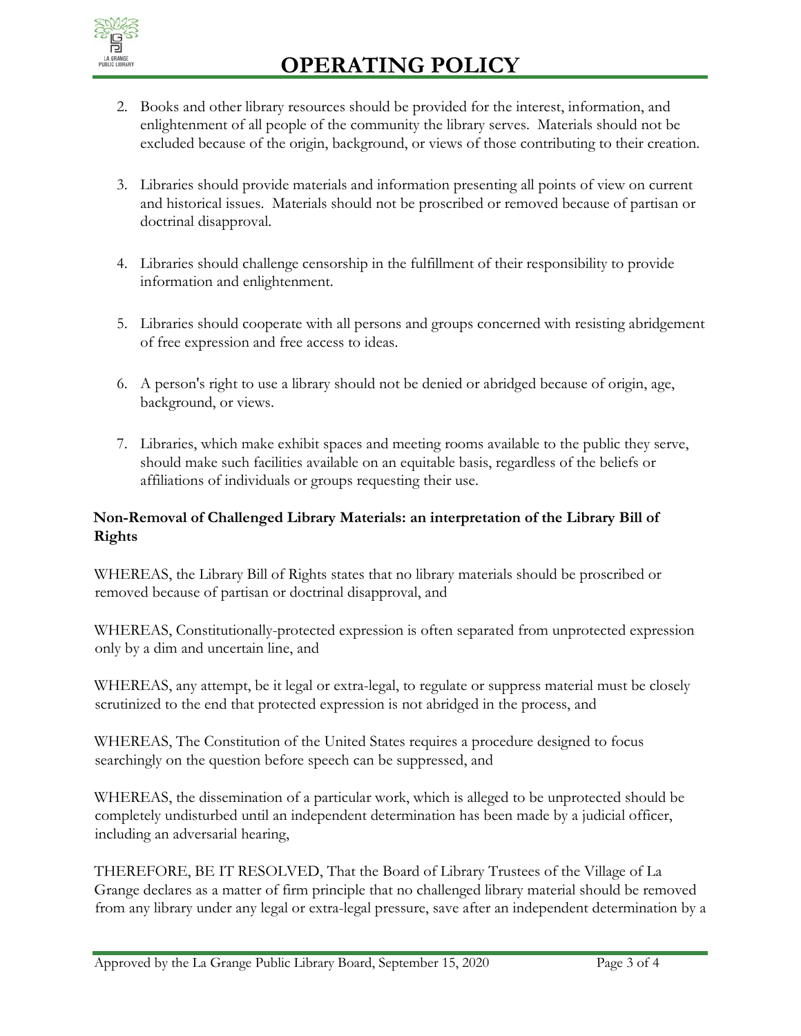2. Books and other library resources should be provided for the interest, information, and enlightenment of all people of the community the library serves. Materials should not be excluded because of the origin, background, or views of those contributing to their creation.

3. Libraries should provide materials and information presenting all points of view on current and historical issues. Materials should not be proscribed or removed because of partisan or doctrinal disapproval.

4. Libraries should challenge censorship in the fulfillment of their responsibility to provide information and enlightenment.

5. Libraries should cooperate with all persons and groups concerned with resisting abridgement of free expression and free access to ideas.

6. A person's right to use a library should not be denied or abridged because of origin, age, background, or views.

7. Libraries, which make exhibit spaces and meeting rooms available to the public they serve, should make such facilities available on an equitable basis, regardless of the beliefs or affiliations of individuals or groups requesting their use.

**Non-Removal of Challenged Library Materials: an interpretation of the Library Bill of Rights**

WHEREAS, the Library Bill of Rights states that no library materials should be proscribed or removed because of partisan or doctrinal disapproval, and

WHEREAS, Constitutionally-protected expression is often separated from unprotected expression only by a dim and uncertain line, and

WHEREAS, any attempt, be it legal or extra-legal, to regulate or suppress material must be closely scrutinized to the end that protected expression is not abridged in the process, and

WHEREAS, The Constitution of the United States requires a procedure designed to focus searchingly on the question before speech can be suppressed, and

WHEREAS, the dissemination of a particular work, which is alleged to be unprotected should be completely undisturbed until an independent determination has been made by a judicial officer, including an adversarial hearing,

THEREFORE, BE IT RESOLVED, That the Board of Library Trustees of the Village of La Grange declares as a matter of firm principle that no challenged library material should be removed from any library under any legal or extra-legal pressure, save after an independent determination by a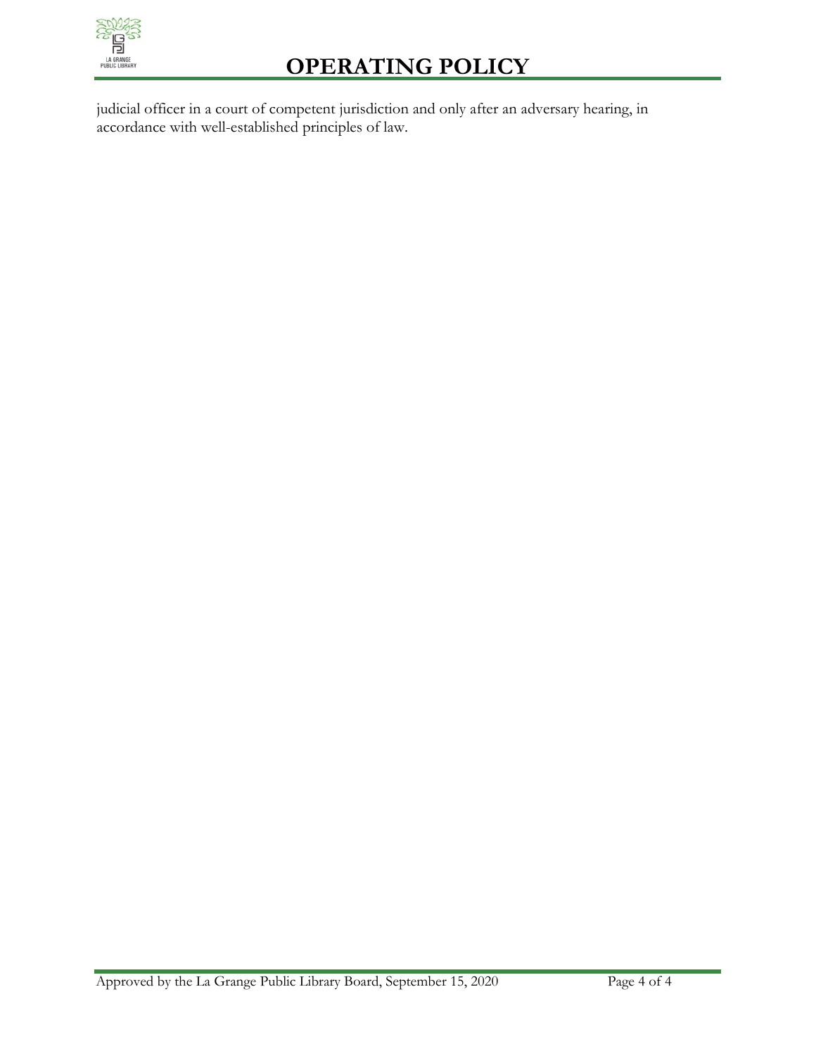judicial officer in a court of competent jurisdiction and only after an adversary hearing, in accordance with well-established principles of law.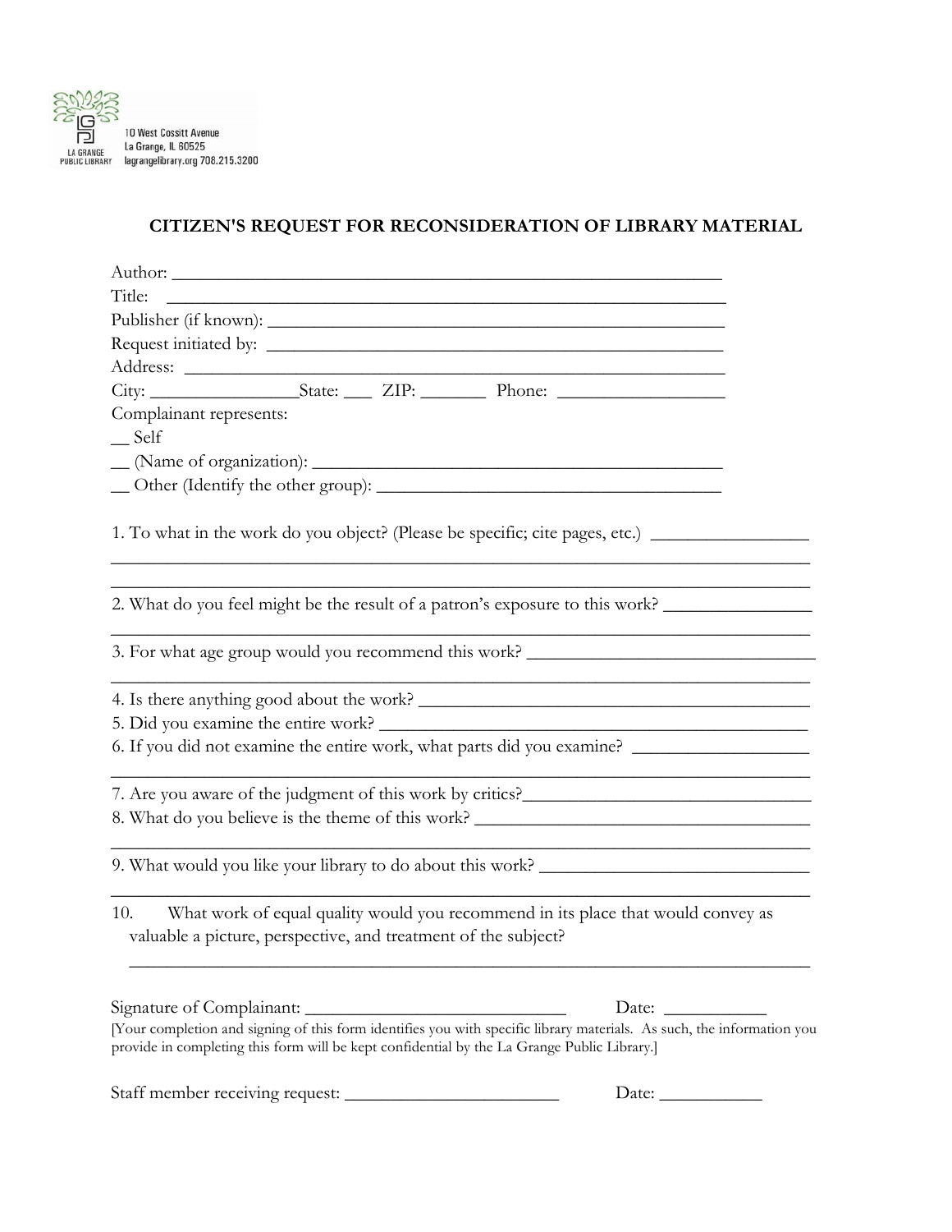10 West Cossitt Avenue
La Grange, IL 60525
lagrangelibrary.org 708.215.3200

## CITIZEN'S REQUEST FOR RECONSIDERATION OF LIBRARY MATERIAL

Author: ____________________________________________________________

Title: ______________________________________________________________

Publisher (if known): _________________________________________________

Request initiated by: _________________________________________________

Address: ____________________________________________________________

City: ________________State: ___ ZIP: _______ Phone: __________________

Complainant represents:

__ Self

__ (Name of organization): _____________________________________________

__ Other (Identify the other group): _____________________________________

1. To what in the work do you object? (Please be specific; cite pages, etc.) _________________
_____________________________________________________________________________
_____________________________________________________________________________

2. What do you feel might be the result of a patron's exposure to this work? ________________
_____________________________________________________________________________

3. For what age group would you recommend this work? _______________________________
_____________________________________________________________________________

4. Is there anything good about the work? ___________________________________________

5. Did you examine the entire work? _______________________________________________

6. If you did not examine the entire work, what parts did you examine? __________________
_____________________________________________________________________________

7. Are you aware of the judgment of this work by critics?_______________________________

8. What do you believe is the theme of this work? ____________________________________
_____________________________________________________________________________

9. What would you like your library to do about this work? ____________________________
_____________________________________________________________________________

10. What work of equal quality would you recommend in its place that would convey as valuable a picture, perspective, and treatment of the subject?
_____________________________________________________________________________

Signature of Complainant: ____________________________ Date: ___________

[Your completion and signing of this form identifies you with specific library materials. As such, the information you provide in completing this form will be kept confidential by the La Grange Public Library.]

Staff member receiving request: _______________________ Date: ___________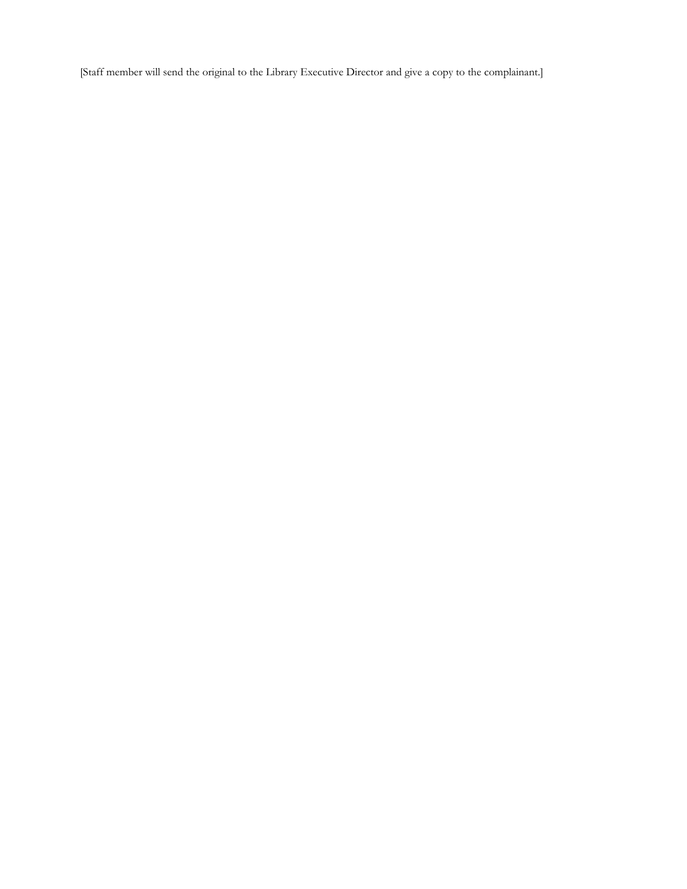[Staff member will send the original to the Library Executive Director and give a copy to the complainant.]